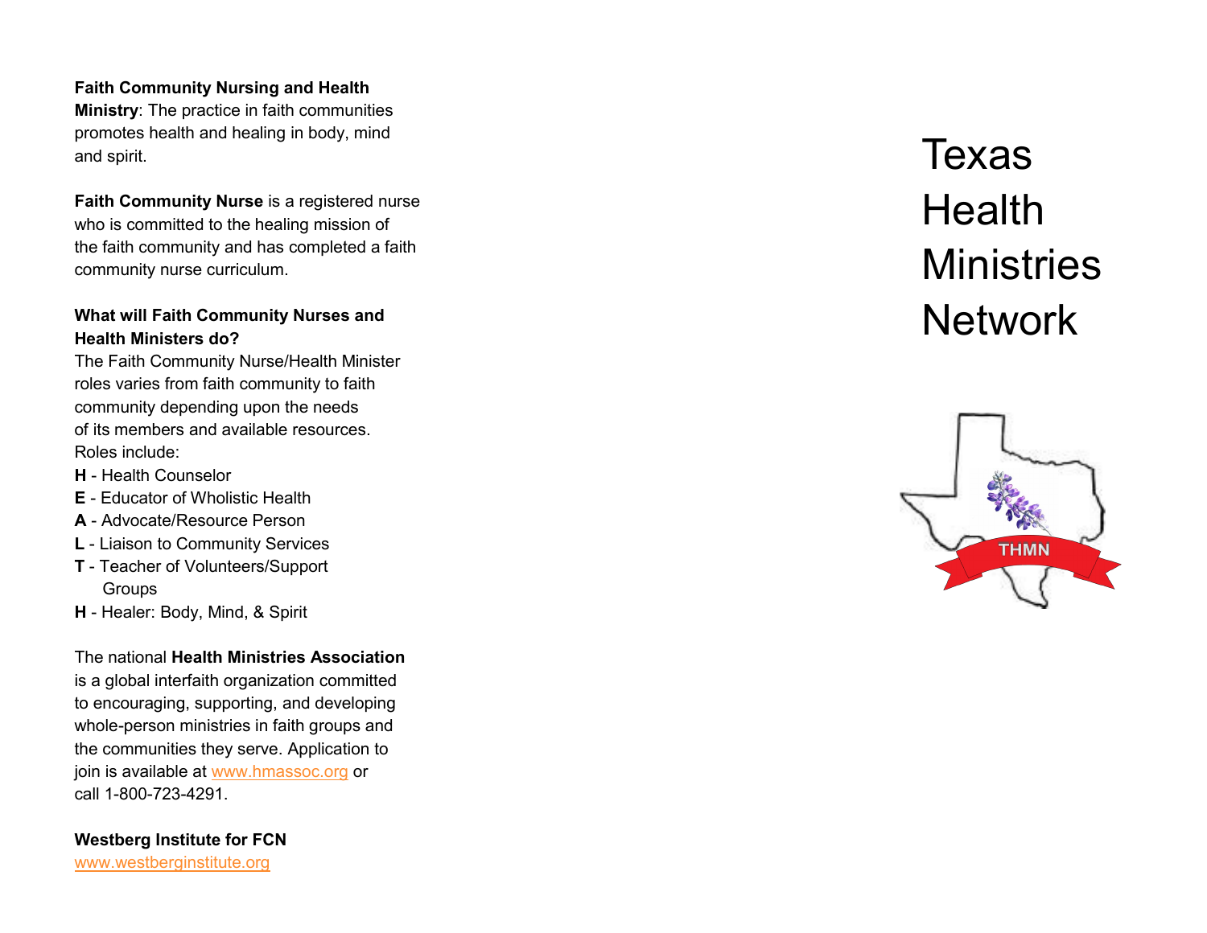**Faith Community Nursing and Health Ministry**: The practice in faith communities promotes health and healing in body, mind and spirit.

**Faith Community Nurse** is a registered nurse who is committed to the healing mission of the faith community and has completed a faith community nurse curriculum.

**What will Faith Community Nurses and Health Ministers do?**

The Faith Community Nurse/Health Minister roles varies from faith community to faith community depending upon the needs of its members and available resources. Roles include:

**H** - Health Counselor
**E** - Educator of Wholistic Health
**A** - Advocate/Resource Person
**L** - Liaison to Community Services
**T** - Teacher of Volunteers/Support Groups
**H** - Healer: Body, Mind, & Spirit

The national **Health Ministries Association** is a global interfaith organization committed to encouraging, supporting, and developing whole-person ministries in faith groups and the communities they serve. Application to join is available at www.hmassoc.org or call 1-800-723-4291.

**Westberg Institute for FCN**
www.westberginstitute.org

# Texas Health Ministries Network

THMN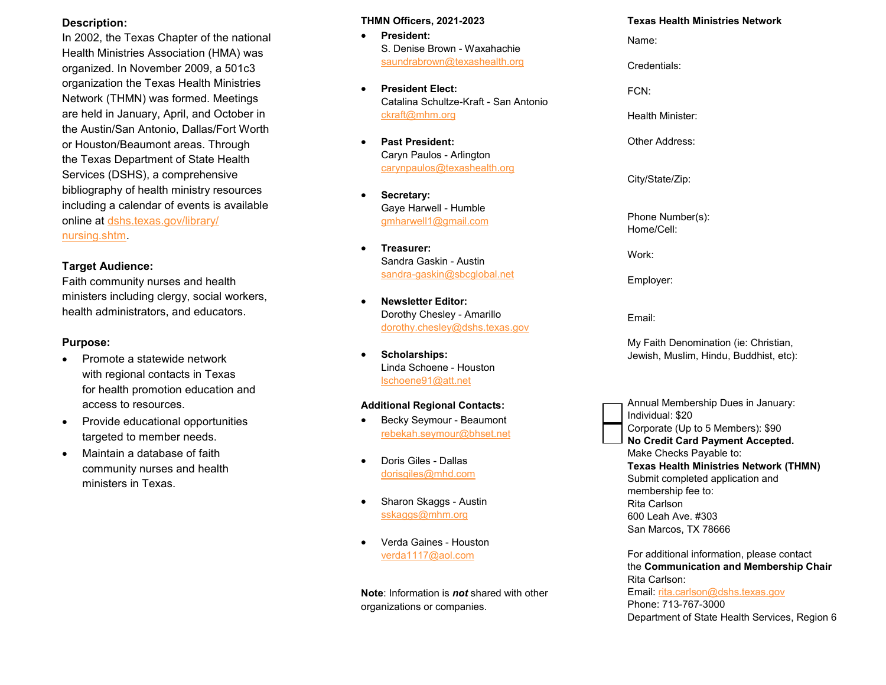**Description:**

In 2002, the Texas Chapter of the national Health Ministries Association (HMA) was organized. In November 2009, a 501c3 organization the Texas Health Ministries Network (THMN) was formed. Meetings are held in January, April, and October in the Austin/San Antonio, Dallas/Fort Worth or Houston/Beaumont areas. Through the Texas Department of State Health Services (DSHS), a comprehensive bibliography of health ministry resources including a calendar of events is available online at dshs.texas.gov/library/nursing.shtm.

**Target Audience:**

Faith community nurses and health ministers including clergy, social workers, health administrators, and educators.

**Purpose:**

- Promote a statewide network with regional contacts in Texas for health promotion education and access to resources.
- Provide educational opportunities targeted to member needs.
- Maintain a database of faith community nurses and health ministers in Texas.

**THMN Officers, 2021-2023**

- **President:**
  S. Denise Brown - Waxahachie
  saundrabrown@texashealth.org
- **President Elect:**
  Catalina Schultze-Kraft - San Antonio
  ckraft@mhm.org
- **Past President:**
  Caryn Paulos - Arlington
  carynpaulos@texashealth.org
- **Secretary:**
  Gaye Harwell - Humble
  gmharwell1@gmail.com
- **Treasurer:**
  Sandra Gaskin - Austin
  sandra-gaskin@sbcglobal.net
- **Newsletter Editor:**
  Dorothy Chesley - Amarillo
  dorothy.chesley@dshs.texas.gov
- **Scholarships:**
  Linda Schoene - Houston
  lschoene91@att.net

**Additional Regional Contacts:**

- Becky Seymour - Beaumont
  rebekah.seymour@bhset.net
- Doris Giles - Dallas
  dorisgiles@mhd.com
- Sharon Skaggs - Austin
  sskaggs@mhm.org
- Verda Gaines - Houston
  verda1117@aol.com

**Note**: Information is ***not*** shared with other organizations or companies.

**Texas Health Ministries Network**

Name:

Credentials:

FCN:

Health Minister:

Other Address:

City/State/Zip:

Phone Number(s):
Home/Cell:

Work:

Employer:

Email:

My Faith Denomination (ie: Christian, Jewish, Muslim, Hindu, Buddhist, etc):

Annual Membership Dues in January:
☐ Individual: $20
☐ Corporate (Up to 5 Members): $90
**No Credit Card Payment Accepted.**
Make Checks Payable to:
**Texas Health Ministries Network (THMN)**
Submit completed application and membership fee to:
Rita Carlson
600 Leah Ave. #303
San Marcos, TX 78666

For additional information, please contact the **Communication and Membership Chair** Rita Carlson:
Email: rita.carlson@dshs.texas.gov
Phone: 713-767-3000
Department of State Health Services, Region 6